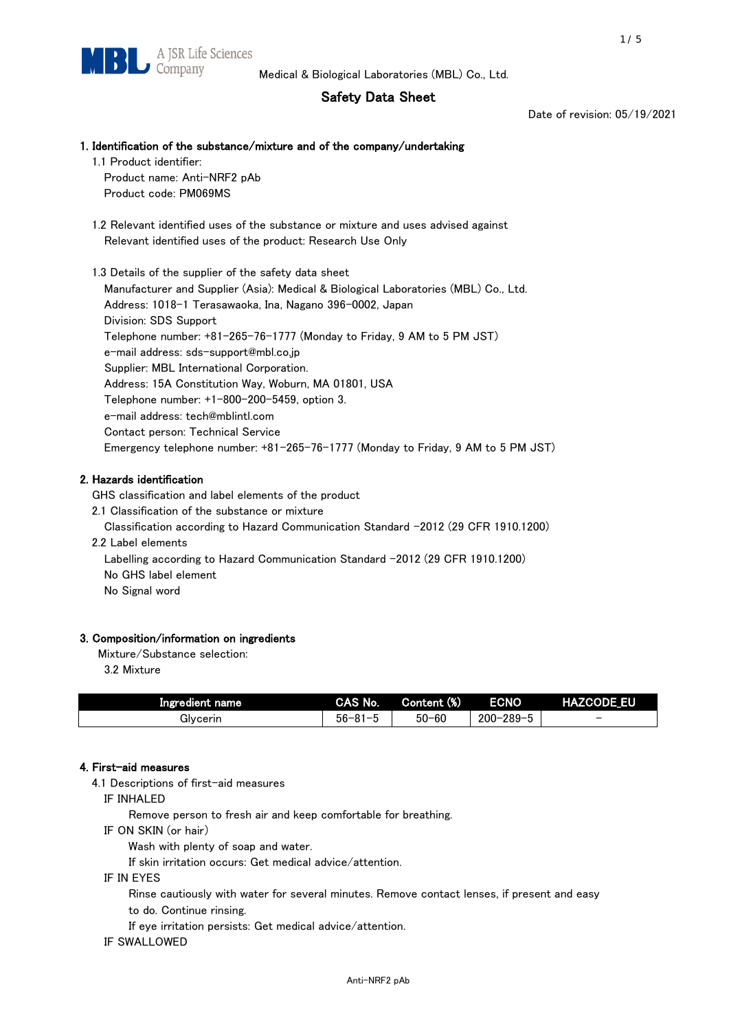Medical & Biological Laboratories (MBL) Co., Ltd.

# Safety Data Sheet

Date of revision: 05/19/2021

## 1. Identification of the substance/mixture and of the company/undertaking

1.1 Product identifier:

Product name: Anti-NRF2 pAb

Product code: PM069MS

1.2 Relevant identified uses of the substance or mixture and uses advised against

Relevant identified uses of the product: Research Use Only

1.3 Details of the supplier of the safety data sheet

Manufacturer and Supplier (Asia): Medical & Biological Laboratories (MBL) Co., Ltd.

Address: 1018-1 Terasawaoka, Ina, Nagano 396-0002, Japan

Division: SDS Support

Telephone number: +81-265-76-1777 (Monday to Friday, 9 AM to 5 PM JST)

e-mail address: sds-support@mbl.co.jp

Supplier: MBL International Corporation.

Address: 15A Constitution Way, Woburn, MA 01801, USA

Telephone number: +1-800-200-5459, option 3.

e-mail address: tech@mblintl.com

Contact person: Technical Service

Emergency telephone number: +81-265-76-1777 (Monday to Friday, 9 AM to 5 PM JST)

## 2. Hazards identification

GHS classification and label elements of the product

2.1 Classification of the substance or mixture

Classification according to Hazard Communication Standard -2012 (29 CFR 1910.1200)

2.2 Label elements

Labelling according to Hazard Communication Standard -2012 (29 CFR 1910.1200)

No GHS label element

No Signal word

## 3. Composition/information on ingredients

Mixture/Substance selection:

3.2 Mixture

| Ingredient name | CAS No. | Content (%) | ECNO | HAZCODE_EU |
|---|---|---|---|---|
| Glycerin | 56-81-5 | 50-60 | 200-289-5 | − |

## 4. First-aid measures

4.1 Descriptions of first-aid measures

IF INHALED

Remove person to fresh air and keep comfortable for breathing.

IF ON SKIN (or hair)

Wash with plenty of soap and water.

If skin irritation occurs: Get medical advice/attention.

IF IN EYES

Rinse cautiously with water for several minutes. Remove contact lenses, if present and easy to do. Continue rinsing.

If eye irritation persists: Get medical advice/attention.

IF SWALLOWED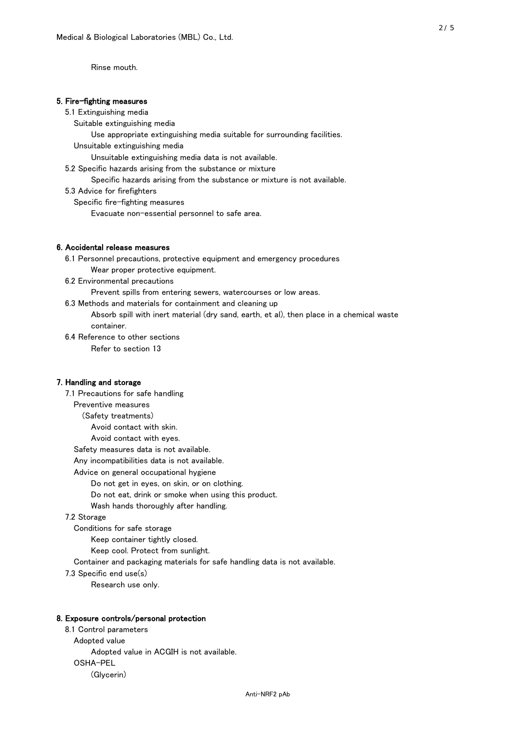Rinse mouth.

## 5. Fire-fighting measures

5.1 Extinguishing media

Suitable extinguishing media

Use appropriate extinguishing media suitable for surrounding facilities.

Unsuitable extinguishing media

Unsuitable extinguishing media data is not available.

5.2 Specific hazards arising from the substance or mixture

Specific hazards arising from the substance or mixture is not available.

5.3 Advice for firefighters

Specific fire-fighting measures

Evacuate non-essential personnel to safe area.

## 6. Accidental release measures

6.1 Personnel precautions, protective equipment and emergency procedures

Wear proper protective equipment.

6.2 Environmental precautions

Prevent spills from entering sewers, watercourses or low areas.

6.3 Methods and materials for containment and cleaning up

Absorb spill with inert material (dry sand, earth, et al), then place in a chemical waste container.

6.4 Reference to other sections

Refer to section 13

## 7. Handling and storage

7.1 Precautions for safe handling

Preventive measures

(Safety treatments)

Avoid contact with skin.

Avoid contact with eyes.

Safety measures data is not available.

Any incompatibilities data is not available.

Advice on general occupational hygiene

Do not get in eyes, on skin, or on clothing.

Do not eat, drink or smoke when using this product.

Wash hands thoroughly after handling.

7.2 Storage

Conditions for safe storage

Keep container tightly closed.

Keep cool. Protect from sunlight.

Container and packaging materials for safe handling data is not available.

7.3 Specific end use(s)

Research use only.

## 8. Exposure controls/personal protection

8.1 Control parameters

Adopted value

Adopted value in ACGIH is not available.

OSHA-PEL

(Glycerin)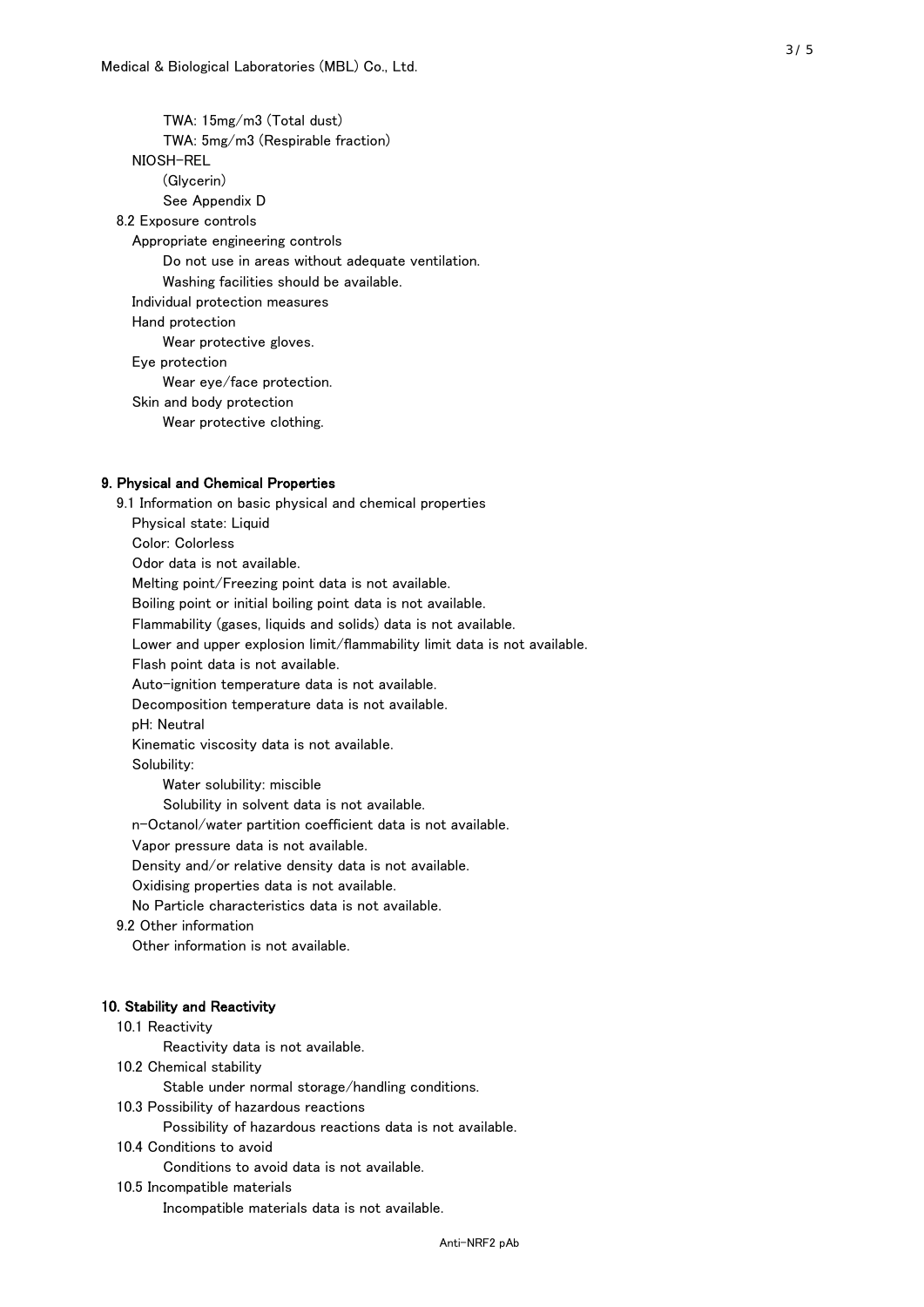TWA: 15mg/m3 (Total dust)

TWA: 5mg/m3 (Respirable fraction)

NIOSH-REL

(Glycerin)

See Appendix D

8.2 Exposure controls

Appropriate engineering controls

Do not use in areas without adequate ventilation.

Washing facilities should be available.

Individual protection measures

Hand protection

Wear protective gloves.

Eye protection

Wear eye/face protection.

Skin and body protection

Wear protective clothing.

## 9. Physical and Chemical Properties

9.1 Information on basic physical and chemical properties

Physical state: Liquid

Color: Colorless

Odor data is not available.

Melting point/Freezing point data is not available.

Boiling point or initial boiling point data is not available.

Flammability (gases, liquids and solids) data is not available.

Lower and upper explosion limit/flammability limit data is not available.

Flash point data is not available.

Auto-ignition temperature data is not available.

Decomposition temperature data is not available.

pH: Neutral

Kinematic viscosity data is not available.

Solubility:

Water solubility: miscible

Solubility in solvent data is not available.

n-Octanol/water partition coefficient data is not available.

Vapor pressure data is not available.

Density and/or relative density data is not available.

Oxidising properties data is not available.

No Particle characteristics data is not available.

9.2 Other information

Other information is not available.

## 10. Stability and Reactivity

10.1 Reactivity

Reactivity data is not available.

10.2 Chemical stability

Stable under normal storage/handling conditions.

10.3 Possibility of hazardous reactions

Possibility of hazardous reactions data is not available.

10.4 Conditions to avoid

Conditions to avoid data is not available.

10.5 Incompatible materials

Incompatible materials data is not available.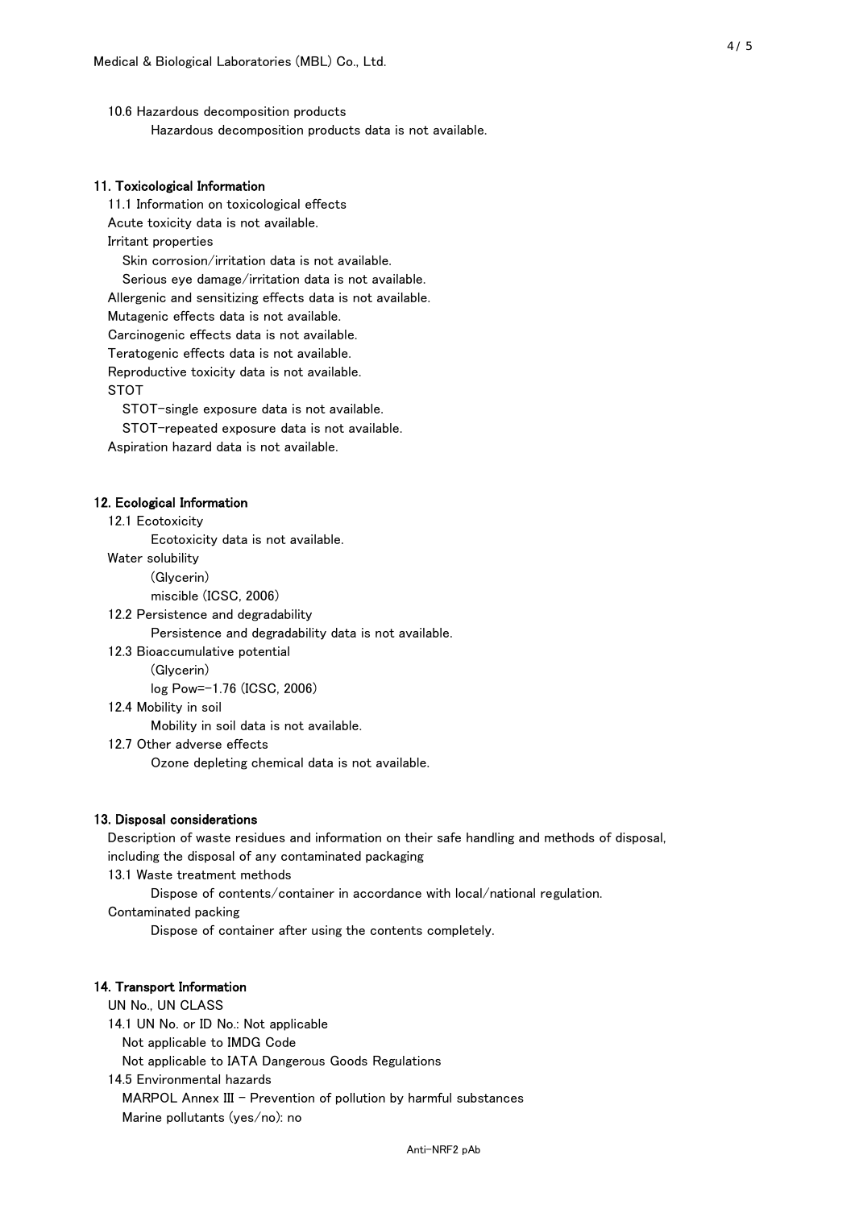10.6 Hazardous decomposition products

Hazardous decomposition products data is not available.

## 11. Toxicological Information

11.1 Information on toxicological effects

Acute toxicity data is not available.

Irritant properties

Skin corrosion/irritation data is not available.

Serious eye damage/irritation data is not available.

Allergenic and sensitizing effects data is not available.

Mutagenic effects data is not available.

Carcinogenic effects data is not available.

Teratogenic effects data is not available.

Reproductive toxicity data is not available.

STOT

STOT-single exposure data is not available.

STOT-repeated exposure data is not available.

Aspiration hazard data is not available.

## 12. Ecological Information

12.1 Ecotoxicity

Ecotoxicity data is not available.

Water solubility

(Glycerin)

miscible (ICSC, 2006)

12.2 Persistence and degradability

Persistence and degradability data is not available.

12.3 Bioaccumulative potential

(Glycerin)

log Pow=-1.76 (ICSC, 2006)

12.4 Mobility in soil

Mobility in soil data is not available.

12.7 Other adverse effects

Ozone depleting chemical data is not available.

## 13. Disposal considerations

Description of waste residues and information on their safe handling and methods of disposal, including the disposal of any contaminated packaging

13.1 Waste treatment methods

Dispose of contents/container in accordance with local/national regulation.

Contaminated packing

Dispose of container after using the contents completely.

## 14. Transport Information

UN No., UN CLASS

14.1 UN No. or ID No.: Not applicable

Not applicable to IMDG Code

Not applicable to IATA Dangerous Goods Regulations

14.5 Environmental hazards

MARPOL Annex III - Prevention of pollution by harmful substances

Marine pollutants (yes/no): no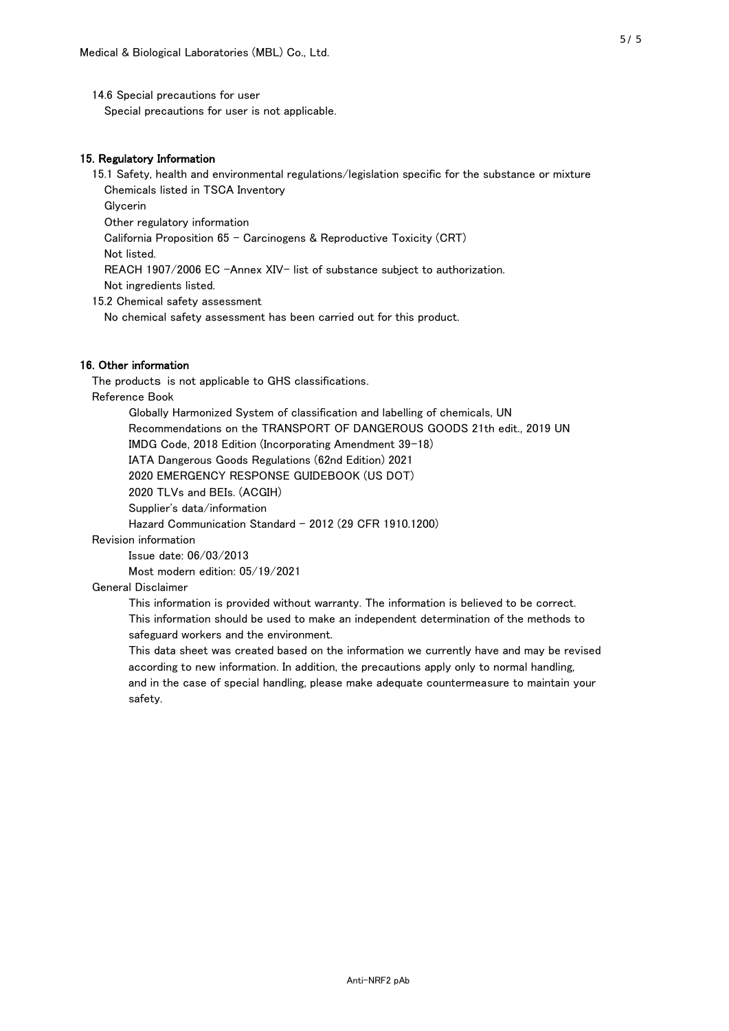14.6 Special precautions for user

Special precautions for user is not applicable.

## 15. Regulatory Information

15.1 Safety, health and environmental regulations/legislation specific for the substance or mixture

Chemicals listed in TSCA Inventory

Glycerin

Other regulatory information

California Proposition 65 - Carcinogens & Reproductive Toxicity (CRT)

Not listed.

REACH 1907/2006 EC -Annex XIV- list of substance subject to authorization.

Not ingredients listed.

15.2 Chemical safety assessment

No chemical safety assessment has been carried out for this product.

## 16. Other information

The products is not applicable to GHS classifications.

Reference Book

- Globally Harmonized System of classification and labelling of chemicals, UN
- Recommendations on the TRANSPORT OF DANGEROUS GOODS 21th edit., 2019 UN
- IMDG Code, 2018 Edition (Incorporating Amendment 39-18)
- IATA Dangerous Goods Regulations (62nd Edition) 2021
- 2020 EMERGENCY RESPONSE GUIDEBOOK (US DOT)
- 2020 TLVs and BEIs. (ACGIH)
- Supplier's data/information
- Hazard Communication Standard - 2012 (29 CFR 1910.1200)

Revision information

- Issue date: 06/03/2013
- Most modern edition: 05/19/2021

General Disclaimer

This information is provided without warranty. The information is believed to be correct. This information should be used to make an independent determination of the methods to safeguard workers and the environment.

This data sheet was created based on the information we currently have and may be revised according to new information. In addition, the precautions apply only to normal handling, and in the case of special handling, please make adequate countermeasure to maintain your safety.